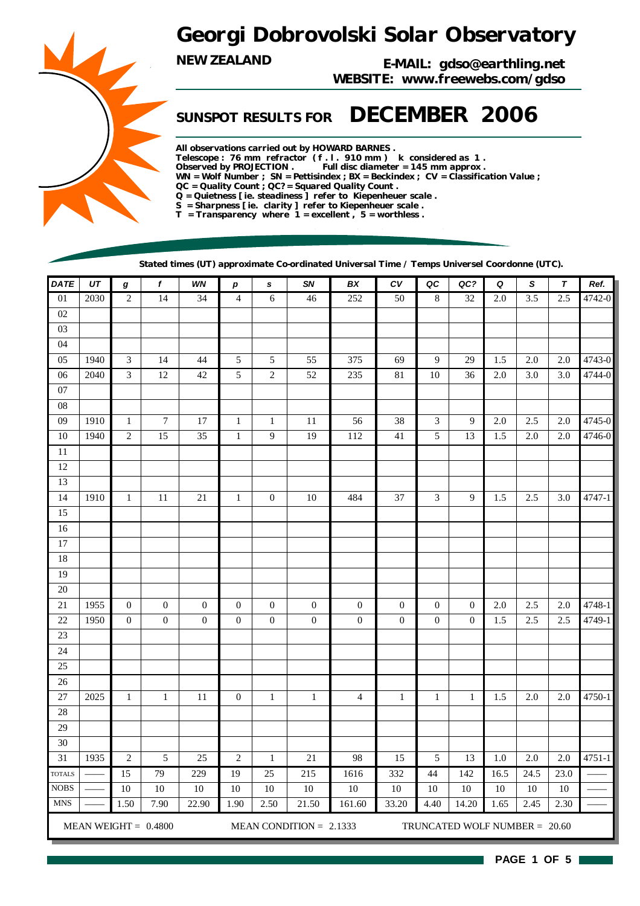# Georgi Dobrovolski Solar Observatory

**NEW ZEALAND**

**E-MAIL: gdso@earthling.net**
**WEBSITE: www.freewebs.com/gdso**

## SUNSPOT RESULTS FOR DECEMBER 2006

**All observations carried out by HOWARD BARNES .**
**Telescope : 76 mm refractor ( f . l . 910 mm ) k considered as 1 .**
**Observed by PROJECTION . Full disc diameter = 145 mm approx .**
**WN = Wolf Number ; SN = Pettisindex ; BX = Beckindex ; CV = Classification Value ;**
**QC = Quality Count ; QC? = Squared Quality Count .**
**Q = Quietness [ ie. steadiness ] refer to Kiepenheuer scale .**
**S = Sharpness [ ie. clarity ] refer to Kiepenheuer scale .**
**T = Transparency where 1 = excellent , 5 = worthless .**

**Stated times (UT) approximate Co-ordinated Universal Time / Temps Universel Coordonne (UTC).**

| DATE | UT | g | f | WN | p | s | SN | BX | CV | QC | QC? | Q | S | T | Ref. |
|---|---|---|---|---|---|---|---|---|---|---|---|---|---|---|---|
| 01 | 2030 | 2 | 14 | 34 | 4 | 6 | 46 | 252 | 50 | 8 | 32 | 2.0 | 3.5 | 2.5 | 4742-0 |
| 02 | | | | | | | | | | | | | | | |
| 03 | | | | | | | | | | | | | | | |
| 04 | | | | | | | | | | | | | | | |
| 05 | 1940 | 3 | 14 | 44 | 5 | 5 | 55 | 375 | 69 | 9 | 29 | 1.5 | 2.0 | 2.0 | 4743-0 |
| 06 | 2040 | 3 | 12 | 42 | 5 | 2 | 52 | 235 | 81 | 10 | 36 | 2.0 | 3.0 | 3.0 | 4744-0 |
| 07 | | | | | | | | | | | | | | | |
| 08 | | | | | | | | | | | | | | | |
| 09 | 1910 | 1 | 7 | 17 | 1 | 1 | 11 | 56 | 38 | 3 | 9 | 2.0 | 2.5 | 2.0 | 4745-0 |
| 10 | 1940 | 2 | 15 | 35 | 1 | 9 | 19 | 112 | 41 | 5 | 13 | 1.5 | 2.0 | 2.0 | 4746-0 |
| 11 | | | | | | | | | | | | | | | |
| 12 | | | | | | | | | | | | | | | |
| 13 | | | | | | | | | | | | | | | |
| 14 | 1910 | 1 | 11 | 21 | 1 | 0 | 10 | 484 | 37 | 3 | 9 | 1.5 | 2.5 | 3.0 | 4747-1 |
| 15 | | | | | | | | | | | | | | | |
| 16 | | | | | | | | | | | | | | | |
| 17 | | | | | | | | | | | | | | | |
| 18 | | | | | | | | | | | | | | | |
| 19 | | | | | | | | | | | | | | | |
| 20 | | | | | | | | | | | | | | | |
| 21 | 1955 | 0 | 0 | 0 | 0 | 0 | 0 | 0 | 0 | 0 | 0 | 2.0 | 2.5 | 2.0 | 4748-1 |
| 22 | 1950 | 0 | 0 | 0 | 0 | 0 | 0 | 0 | 0 | 0 | 0 | 1.5 | 2.5 | 2.5 | 4749-1 |
| 23 | | | | | | | | | | | | | | | |
| 24 | | | | | | | | | | | | | | | |
| 25 | | | | | | | | | | | | | | | |
| 26 | | | | | | | | | | | | | | | |
| 27 | 2025 | 1 | 1 | 11 | 0 | 1 | 1 | 4 | 1 | 1 | 1 | 1.5 | 2.0 | 2.0 | 4750-1 |
| 28 | | | | | | | | | | | | | | | |
| 29 | | | | | | | | | | | | | | | |
| 30 | | | | | | | | | | | | | | | |
| 31 | 1935 | 2 | 5 | 25 | 2 | 1 | 21 | 98 | 15 | 5 | 13 | 1.0 | 2.0 | 2.0 | 4751-1 |
| TOTALS | —— | 15 | 79 | 229 | 19 | 25 | 215 | 1616 | 332 | 44 | 142 | 16.5 | 24.5 | 23.0 | —— |
| NOBS | —— | 10 | 10 | 10 | 10 | 10 | 10 | 10 | 10 | 10 | 10 | 10 | 10 | 10 | —— |
| MNS | —— | 1.50 | 7.90 | 22.90 | 1.90 | 2.50 | 21.50 | 161.60 | 33.20 | 4.40 | 14.20 | 1.65 | 2.45 | 2.30 | —— |

MEAN WEIGHT = 0.4800 MEAN CONDITION = 2.1333 TRUNCATED WOLF NUMBER = 20.60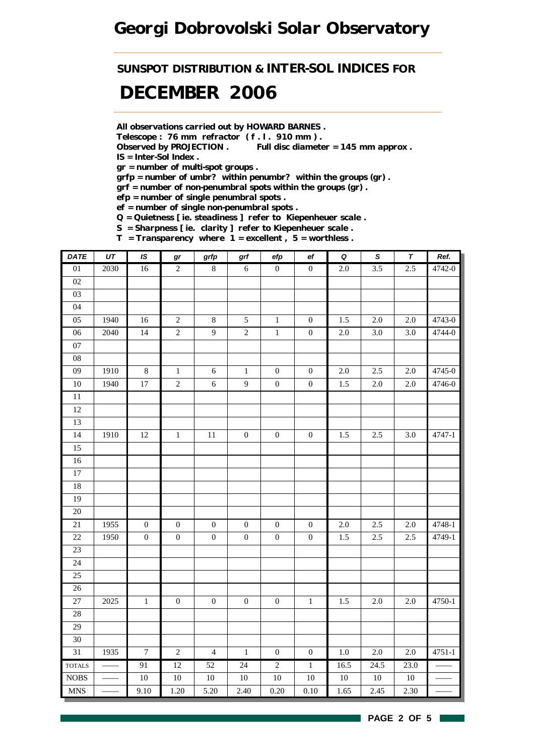# Georgi Dobrovolski Solar Observatory

## SUNSPOT DISTRIBUTION & INTER-SOL INDICES FOR

# DECEMBER 2006

**All observations carried out by HOWARD BARNES .**
**Telescope : 76 mm refractor ( f . l . 910 mm ) .**
**Observed by PROJECTION .** **Full disc diameter = 145 mm approx .**
**IS = Inter-Sol Index .**
**gr = number of multi-spot groups .**
**grfp = number of umbr? within penumbr? within the groups (gr) .**
**grf = number of non-penumbral spots within the groups (gr) .**
**efp = number of single penumbral spots .**
**ef = number of single non-penumbral spots .**
**Q = Quietness [ ie. steadiness ] refer to Kiepenheuer scale .**
**S = Sharpness [ ie. clarity ] refer to Kiepenheuer scale .**
**T = Transparency where 1 = excellent , 5 = worthless .**

| DATE | UT | IS | gr | grfp | grf | efp | ef | Q | S | T | Ref. |
|---|---|---|---|---|---|---|---|---|---|---|---|
| 01 | 2030 | 16 | 2 | 8 | 6 | 0 | 0 | 2.0 | 3.5 | 2.5 | 4742-0 |
| 02 | | | | | | | | | | | |
| 03 | | | | | | | | | | | |
| 04 | | | | | | | | | | | |
| 05 | 1940 | 16 | 2 | 8 | 5 | 1 | 0 | 1.5 | 2.0 | 2.0 | 4743-0 |
| 06 | 2040 | 14 | 2 | 9 | 2 | 1 | 0 | 2.0 | 3.0 | 3.0 | 4744-0 |
| 07 | | | | | | | | | | | |
| 08 | | | | | | | | | | | |
| 09 | 1910 | 8 | 1 | 6 | 1 | 0 | 0 | 2.0 | 2.5 | 2.0 | 4745-0 |
| 10 | 1940 | 17 | 2 | 6 | 9 | 0 | 0 | 1.5 | 2.0 | 2.0 | 4746-0 |
| 11 | | | | | | | | | | | |
| 12 | | | | | | | | | | | |
| 13 | | | | | | | | | | | |
| 14 | 1910 | 12 | 1 | 11 | 0 | 0 | 0 | 1.5 | 2.5 | 3.0 | 4747-1 |
| 15 | | | | | | | | | | | |
| 16 | | | | | | | | | | | |
| 17 | | | | | | | | | | | |
| 18 | | | | | | | | | | | |
| 19 | | | | | | | | | | | |
| 20 | | | | | | | | | | | |
| 21 | 1955 | 0 | 0 | 0 | 0 | 0 | 0 | 2.0 | 2.5 | 2.0 | 4748-1 |
| 22 | 1950 | 0 | 0 | 0 | 0 | 0 | 0 | 1.5 | 2.5 | 2.5 | 4749-1 |
| 23 | | | | | | | | | | | |
| 24 | | | | | | | | | | | |
| 25 | | | | | | | | | | | |
| 26 | | | | | | | | | | | |
| 27 | 2025 | 1 | 0 | 0 | 0 | 0 | 1 | 1.5 | 2.0 | 2.0 | 4750-1 |
| 28 | | | | | | | | | | | |
| 29 | | | | | | | | | | | |
| 30 | | | | | | | | | | | |
| 31 | 1935 | 7 | 2 | 4 | 1 | 0 | 0 | 1.0 | 2.0 | 2.0 | 4751-1 |
| TOTALS | —— | 91 | 12 | 52 | 24 | 2 | 1 | 16.5 | 24.5 | 23.0 | —— |
| NOBS | —— | 10 | 10 | 10 | 10 | 10 | 10 | 10 | 10 | 10 | —— |
| MNS | —— | 9.10 | 1.20 | 5.20 | 2.40 | 0.20 | 0.10 | 1.65 | 2.45 | 2.30 | —— |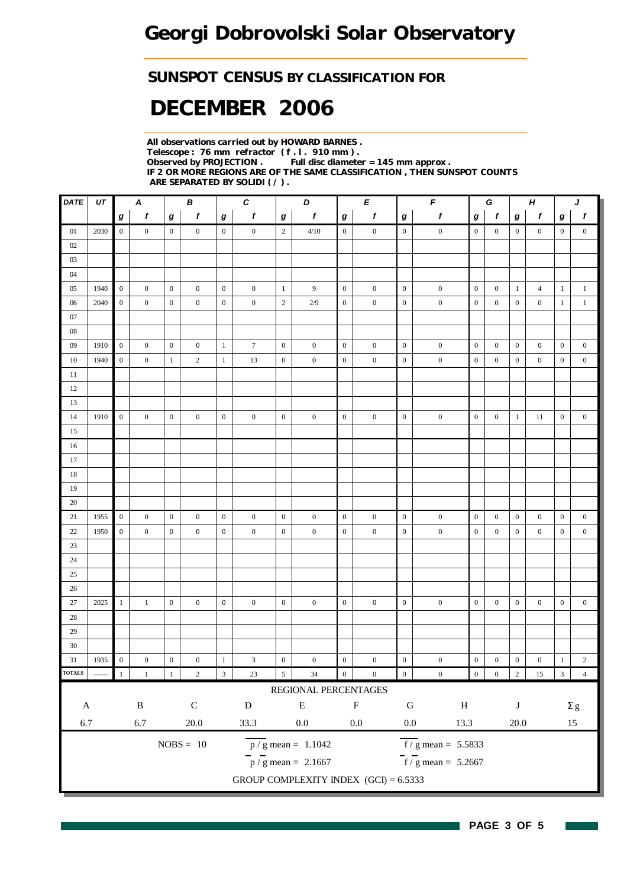# Georgi Dobrovolski Solar Observatory

## SUNSPOT CENSUS BY CLASSIFICATION FOR

# DECEMBER 2006

**All observations carried out by HOWARD BARNES .**
**Telescope : 76 mm refractor ( f . l . 910 mm ) .**
**Observed by PROJECTION . Full disc diameter = 145 mm approx .**
**IF 2 OR MORE REGIONS ARE OF THE SAME CLASSIFICATION , THEN SUNSPOT COUNTS ARE SEPARATED BY SOLIDI ( / ) .**

| DATE | UT | A | | B | | C | | D | | E | | F | | G | | H | | J | |
|---|---|---|---|---|---|---|---|---|---|---|---|---|---|---|---|---|---|---|---|
| | | g | f | g | f | g | f | g | f | g | f | g | f | g | f | g | f | g | f |
| 01 | 2030 | 0 | 0 | 0 | 0 | 0 | 0 | 2 | 4/10 | 0 | 0 | 0 | 0 | 0 | 0 | 0 | 0 | 0 | 0 |
| 02 | | | | | | | | | | | | | | | | | | | |
| 03 | | | | | | | | | | | | | | | | | | | |
| 04 | | | | | | | | | | | | | | | | | | | |
| 05 | 1940 | 0 | 0 | 0 | 0 | 0 | 0 | 1 | 9 | 0 | 0 | 0 | 0 | 0 | 0 | 1 | 4 | 1 | 1 |
| 06 | 2040 | 0 | 0 | 0 | 0 | 0 | 0 | 2 | 2/9 | 0 | 0 | 0 | 0 | 0 | 0 | 0 | 0 | 1 | 1 |
| 07 | | | | | | | | | | | | | | | | | | | |
| 08 | | | | | | | | | | | | | | | | | | | |
| 09 | 1910 | 0 | 0 | 0 | 0 | 1 | 7 | 0 | 0 | 0 | 0 | 0 | 0 | 0 | 0 | 0 | 0 | 0 | 0 |
| 10 | 1940 | 0 | 0 | 1 | 2 | 1 | 13 | 0 | 0 | 0 | 0 | 0 | 0 | 0 | 0 | 0 | 0 | 0 | 0 |
| 11 | | | | | | | | | | | | | | | | | | | |
| 12 | | | | | | | | | | | | | | | | | | | |
| 13 | | | | | | | | | | | | | | | | | | | |
| 14 | 1910 | 0 | 0 | 0 | 0 | 0 | 0 | 0 | 0 | 0 | 0 | 0 | 0 | 0 | 0 | 1 | 11 | 0 | 0 |
| 15 | | | | | | | | | | | | | | | | | | | |
| 16 | | | | | | | | | | | | | | | | | | | |
| 17 | | | | | | | | | | | | | | | | | | | |
| 18 | | | | | | | | | | | | | | | | | | | |
| 19 | | | | | | | | | | | | | | | | | | | |
| 20 | | | | | | | | | | | | | | | | | | | |
| 21 | 1955 | 0 | 0 | 0 | 0 | 0 | 0 | 0 | 0 | 0 | 0 | 0 | 0 | 0 | 0 | 0 | 0 | 0 | 0 |
| 22 | 1950 | 0 | 0 | 0 | 0 | 0 | 0 | 0 | 0 | 0 | 0 | 0 | 0 | 0 | 0 | 0 | 0 | 0 | 0 |
| 23 | | | | | | | | | | | | | | | | | | | |
| 24 | | | | | | | | | | | | | | | | | | | |
| 25 | | | | | | | | | | | | | | | | | | | |
| 26 | | | | | | | | | | | | | | | | | | | |
| 27 | 2025 | 1 | 1 | 0 | 0 | 0 | 0 | 0 | 0 | 0 | 0 | 0 | 0 | 0 | 0 | 0 | 0 | 0 | 0 |
| 28 | | | | | | | | | | | | | | | | | | | |
| 29 | | | | | | | | | | | | | | | | | | | |
| 30 | | | | | | | | | | | | | | | | | | | |
| 31 | 1935 | 0 | 0 | 0 | 0 | 1 | 3 | 0 | 0 | 0 | 0 | 0 | 0 | 0 | 0 | 0 | 0 | 1 | 2 |
| TOTALS | —— | 1 | 1 | 1 | 2 | 3 | 23 | 5 | 34 | 0 | 0 | 0 | 0 | 0 | 0 | 2 | 15 | 3 | 4 |

REGIONAL PERCENTAGES

| A | B | C | D | E | F | G | H | J | Σ g |
|---|---|---|---|---|---|---|---|---|---|
| 6.7 | 6.7 | 20.0 | 33.3 | 0.0 | 0.0 | 0.0 | 13.3 | 20.0 | 15 |

NOBS = 10

$\overline{p} / g$ mean = 1.1042

$\overline{f} / g$ mean = 5.5833

$p / \overline{g}$ mean = 2.1667

$f / \overline{g}$ mean = 5.2667

GROUP COMPLEXITY INDEX (GCI) = 6.5333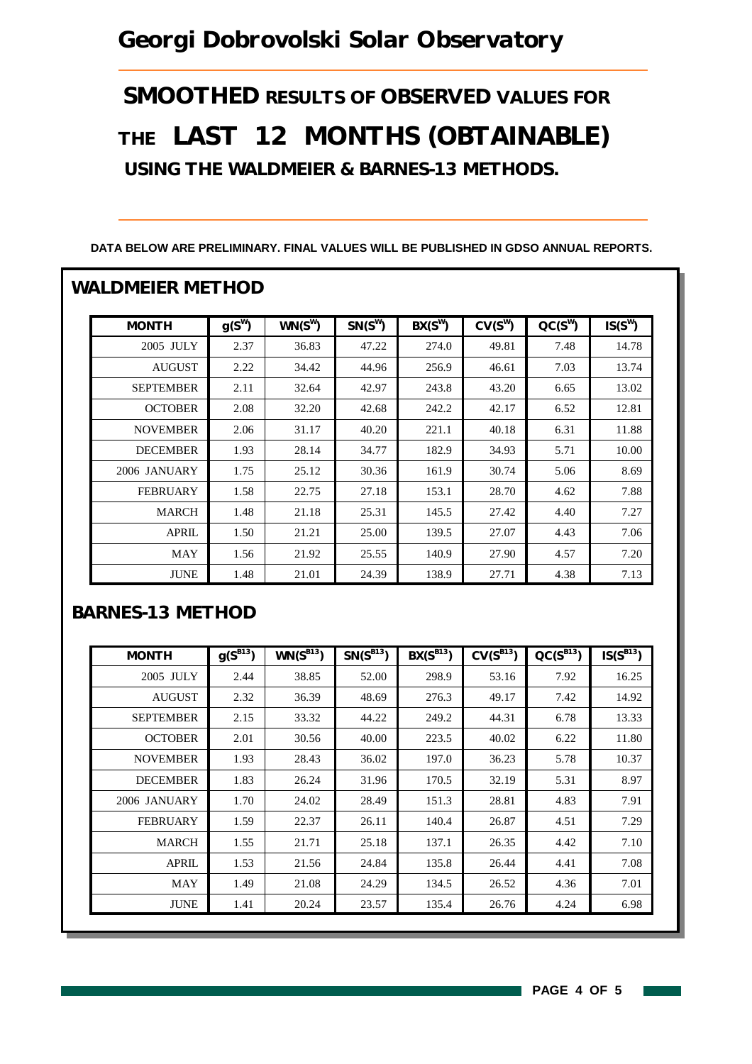# Georgi Dobrovolski Solar Observatory

# SMOOTHED RESULTS OF OBSERVED VALUES FOR THE LAST 12 MONTHS (OBTAINABLE) USING THE WALDMEIER & BARNES-13 METHODS.

**DATA BELOW ARE PRELIMINARY. FINAL VALUES WILL BE PUBLISHED IN GDSO ANNUAL REPORTS.**

## WALDMEIER METHOD

| MONTH | $g(S^W)$ | $WN(S^W)$ | $SN(S^W)$ | $BX(S^W)$ | $CV(S^W)$ | $QC(S^W)$ | $IS(S^W)$ |
|---|---|---|---|---|---|---|---|
| 2005 JULY | 2.37 | 36.83 | 47.22 | 274.0 | 49.81 | 7.48 | 14.78 |
| AUGUST | 2.22 | 34.42 | 44.96 | 256.9 | 46.61 | 7.03 | 13.74 |
| SEPTEMBER | 2.11 | 32.64 | 42.97 | 243.8 | 43.20 | 6.65 | 13.02 |
| OCTOBER | 2.08 | 32.20 | 42.68 | 242.2 | 42.17 | 6.52 | 12.81 |
| NOVEMBER | 2.06 | 31.17 | 40.20 | 221.1 | 40.18 | 6.31 | 11.88 |
| DECEMBER | 1.93 | 28.14 | 34.77 | 182.9 | 34.93 | 5.71 | 10.00 |
| 2006 JANUARY | 1.75 | 25.12 | 30.36 | 161.9 | 30.74 | 5.06 | 8.69 |
| FEBRUARY | 1.58 | 22.75 | 27.18 | 153.1 | 28.70 | 4.62 | 7.88 |
| MARCH | 1.48 | 21.18 | 25.31 | 145.5 | 27.42 | 4.40 | 7.27 |
| APRIL | 1.50 | 21.21 | 25.00 | 139.5 | 27.07 | 4.43 | 7.06 |
| MAY | 1.56 | 21.92 | 25.55 | 140.9 | 27.90 | 4.57 | 7.20 |
| JUNE | 1.48 | 21.01 | 24.39 | 138.9 | 27.71 | 4.38 | 7.13 |

## BARNES-13 METHOD

| MONTH | $g(S^{B13})$ | $WN(S^{B13})$ | $SN(S^{B13})$ | $BX(S^{B13})$ | $CV(S^{B13})$ | $QC(S^{B13})$ | $IS(S^{B13})$ |
|---|---|---|---|---|---|---|---|
| 2005 JULY | 2.44 | 38.85 | 52.00 | 298.9 | 53.16 | 7.92 | 16.25 |
| AUGUST | 2.32 | 36.39 | 48.69 | 276.3 | 49.17 | 7.42 | 14.92 |
| SEPTEMBER | 2.15 | 33.32 | 44.22 | 249.2 | 44.31 | 6.78 | 13.33 |
| OCTOBER | 2.01 | 30.56 | 40.00 | 223.5 | 40.02 | 6.22 | 11.80 |
| NOVEMBER | 1.93 | 28.43 | 36.02 | 197.0 | 36.23 | 5.78 | 10.37 |
| DECEMBER | 1.83 | 26.24 | 31.96 | 170.5 | 32.19 | 5.31 | 8.97 |
| 2006 JANUARY | 1.70 | 24.02 | 28.49 | 151.3 | 28.81 | 4.83 | 7.91 |
| FEBRUARY | 1.59 | 22.37 | 26.11 | 140.4 | 26.87 | 4.51 | 7.29 |
| MARCH | 1.55 | 21.71 | 25.18 | 137.1 | 26.35 | 4.42 | 7.10 |
| APRIL | 1.53 | 21.56 | 24.84 | 135.8 | 26.44 | 4.41 | 7.08 |
| MAY | 1.49 | 21.08 | 24.29 | 134.5 | 26.52 | 4.36 | 7.01 |
| JUNE | 1.41 | 20.24 | 23.57 | 135.4 | 26.76 | 4.24 | 6.98 |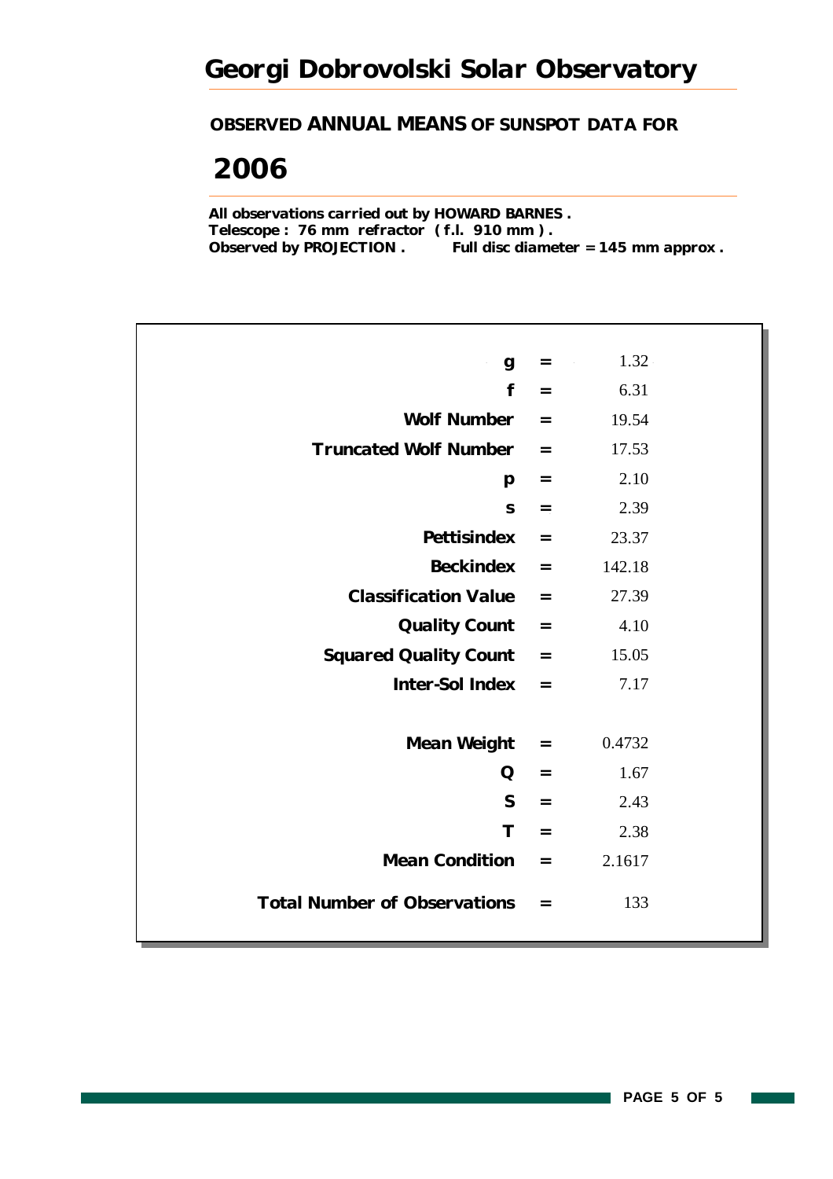# Georgi Dobrovolski Solar Observatory

## OBSERVED ANNUAL MEANS OF SUNSPOT DATA FOR

# 2006

**All observations carried out by HOWARD BARNES .**
**Telescope : 76 mm refractor ( f.l. 910 mm ) .**
**Observed by PROJECTION .** **Full disc diameter = 145 mm approx .**

| | | |
|---:|:---:|---:|
| **g** | **=** | 1.32 |
| **f** | **=** | 6.31 |
| **Wolf Number** | **=** | 19.54 |
| **Truncated Wolf Number** | **=** | 17.53 |
| **p** | **=** | 2.10 |
| **s** | **=** | 2.39 |
| **Pettisindex** | **=** | 23.37 |
| **Beckindex** | **=** | 142.18 |
| **Classification Value** | **=** | 27.39 |
| **Quality Count** | **=** | 4.10 |
| **Squared Quality Count** | **=** | 15.05 |
| **Inter-Sol Index** | **=** | 7.17 |
| **Mean Weight** | **=** | 0.4732 |
| **Q** | **=** | 1.67 |
| **S** | **=** | 2.43 |
| **T** | **=** | 2.38 |
| **Mean Condition** | **=** | 2.1617 |
| **Total Number of Observations** | **=** | 133 |